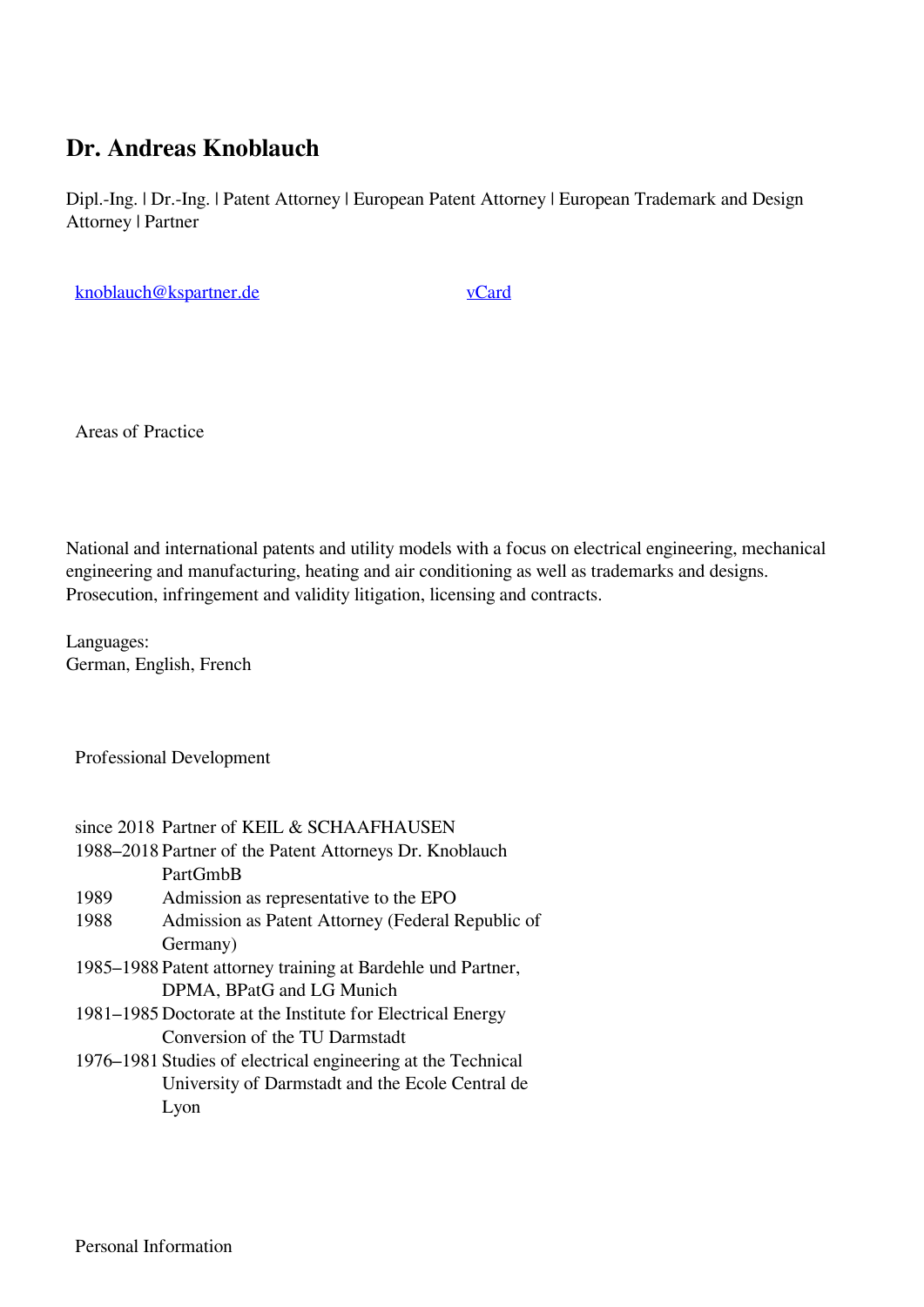# Dr. Andreas Knoblauch

Dipl.-Ing. | Dr.-Ing. | Patent Attorney | European Patent Attorney | European Trademark and Design Attorney | Partner

knoblauch@kspartner.de vCard

## Areas of Practice

National and international patents and utility models with a focus on electrical engineering, mechanical engineering and manufacturing, heating and air conditioning as well as trademarks and designs. Prosecution, infringement and validity litigation, licensing and contracts.

Languages:
German, English, French

## Professional Development

| | |
|---|---|
| since 2018 | Partner of KEIL & SCHAAFHAUSEN |
| 1988–2018 | Partner of the Patent Attorneys Dr. Knoblauch PartGmbB |
| 1989 | Admission as representative to the EPO |
| 1988 | Admission as Patent Attorney (Federal Republic of Germany) |
| 1985–1988 | Patent attorney training at Bardehle und Partner, DPMA, BPatG and LG Munich |
| 1981–1985 | Doctorate at the Institute for Electrical Energy Conversion of the TU Darmstadt |
| 1976–1981 | Studies of electrical engineering at the Technical University of Darmstadt and the Ecole Central de Lyon |

## Personal Information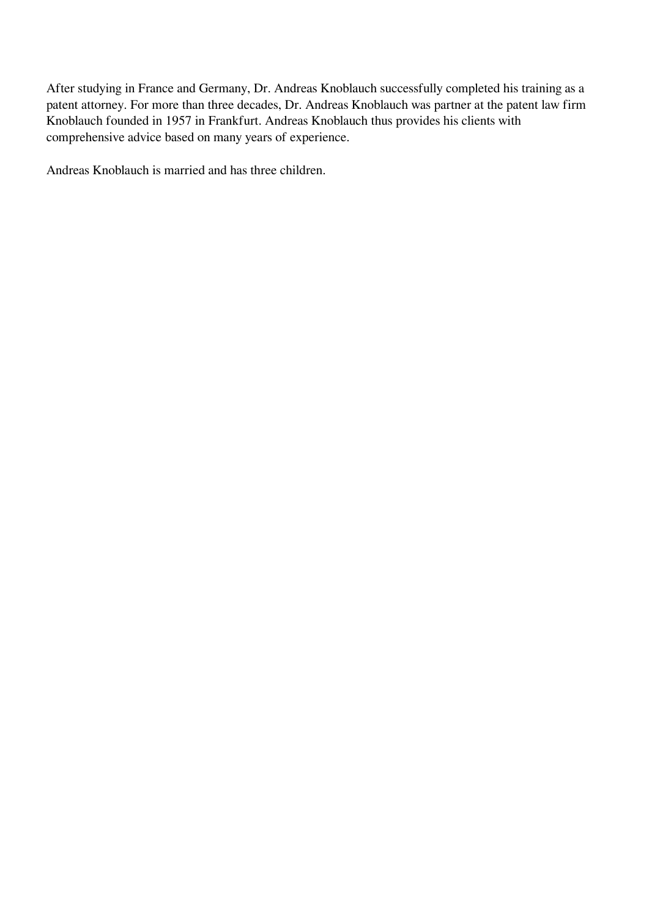After studying in France and Germany, Dr. Andreas Knoblauch successfully completed his training as a patent attorney. For more than three decades, Dr. Andreas Knoblauch was partner at the patent law firm Knoblauch founded in 1957 in Frankfurt. Andreas Knoblauch thus provides his clients with comprehensive advice based on many years of experience.

Andreas Knoblauch is married and has three children.